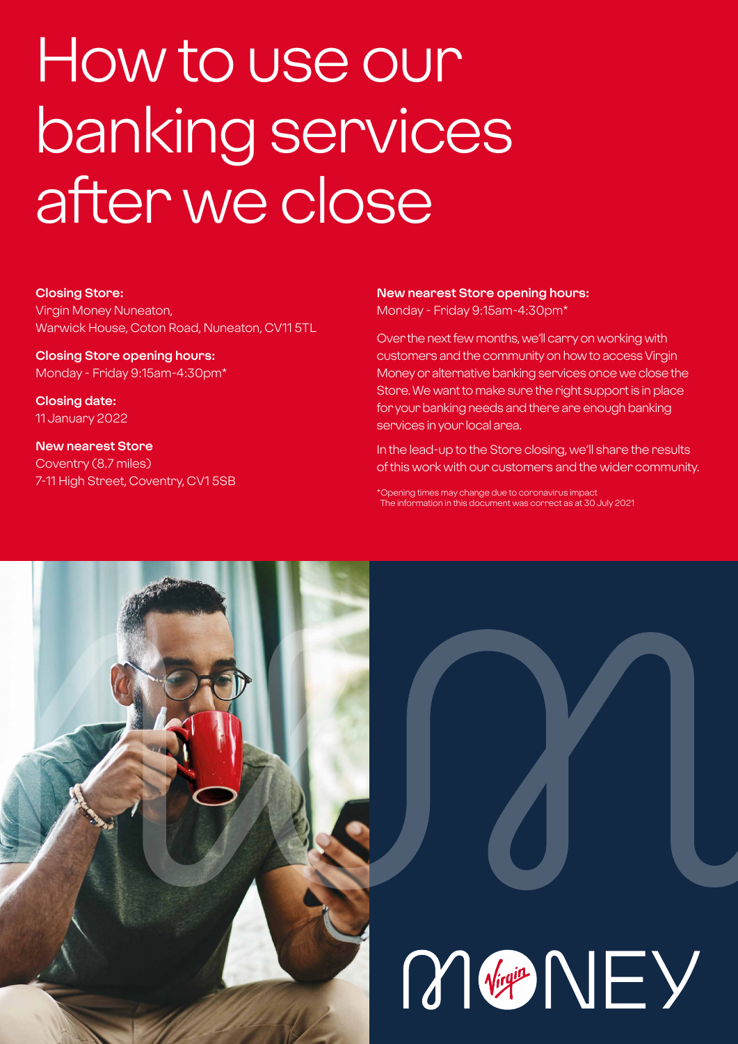# How to use our banking services after we close

**Closing Store:**
Virgin Money Nuneaton,
Warwick House, Coton Road, Nuneaton, CV11 5TL

**Closing Store opening hours:**
Monday - Friday 9:15am-4:30pm*

**Closing date:**
11 January 2022

**New nearest Store**
Coventry (8.7 miles)
7-11 High Street, Coventry, CV1 5SB

**New nearest Store opening hours:**
Monday - Friday 9:15am-4:30pm*

Over the next few months, we'll carry on working with customers and the community on how to access Virgin Money or alternative banking services once we close the Store. We want to make sure the right support is in place for your banking needs and there are enough banking services in your local area.

In the lead-up to the Store closing, we'll share the results of this work with our customers and the wider community.

*Opening times may change due to coronavirus impact
The information in this document was correct as at 30 July 2021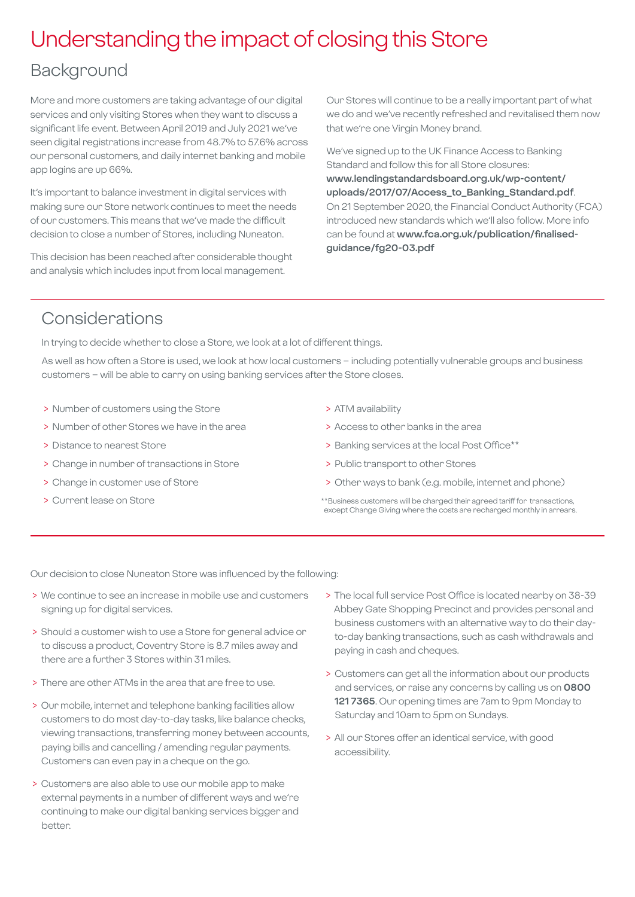# Understanding the impact of closing this Store

## Background

More and more customers are taking advantage of our digital services and only visiting Stores when they want to discuss a significant life event. Between April 2019 and July 2021 we've seen digital registrations increase from 48.7% to 57.6% across our personal customers, and daily internet banking and mobile app logins are up 66%.

It's important to balance investment in digital services with making sure our Store network continues to meet the needs of our customers. This means that we've made the difficult decision to close a number of Stores, including Nuneaton.

This decision has been reached after considerable thought and analysis which includes input from local management.

Our Stores will continue to be a really important part of what we do and we've recently refreshed and revitalised them now that we're one Virgin Money brand.

We've signed up to the UK Finance Access to Banking Standard and follow this for all Store closures: **www.lendingstandardsboard.org.uk/wp-content/uploads/2017/07/Access_to_Banking_Standard.pdf**. On 21 September 2020, the Financial Conduct Authority (FCA) introduced new standards which we'll also follow. More info can be found at **www.fca.org.uk/publication/finalised-guidance/fg20-03.pdf**

## Considerations

In trying to decide whether to close a Store, we look at a lot of different things.

As well as how often a Store is used, we look at how local customers – including potentially vulnerable groups and business customers – will be able to carry on using banking services after the Store closes.

- Number of customers using the Store
- Number of other Stores we have in the area
- Distance to nearest Store
- Change in number of transactions in Store
- Change in customer use of Store
- Current lease on Store
- ATM availability
- Access to other banks in the area
- Banking services at the local Post Office**
- Public transport to other Stores
- Other ways to bank (e.g. mobile, internet and phone)

**Business customers will be charged their agreed tariff for transactions, except Change Giving where the costs are recharged monthly in arrears.

Our decision to close Nuneaton Store was influenced by the following:

- We continue to see an increase in mobile use and customers signing up for digital services.
- Should a customer wish to use a Store for general advice or to discuss a product, Coventry Store is 8.7 miles away and there are a further 3 Stores within 31 miles.
- There are other ATMs in the area that are free to use.
- Our mobile, internet and telephone banking facilities allow customers to do most day-to-day tasks, like balance checks, viewing transactions, transferring money between accounts, paying bills and cancelling / amending regular payments. Customers can even pay in a cheque on the go.
- Customers are also able to use our mobile app to make external payments in a number of different ways and we're continuing to make our digital banking services bigger and better.
- The local full service Post Office is located nearby on 38-39 Abbey Gate Shopping Precinct and provides personal and business customers with an alternative way to do their day-to-day banking transactions, such as cash withdrawals and paying in cash and cheques.
- Customers can get all the information about our products and services, or raise any concerns by calling us on **0800 121 7365**. Our opening times are 7am to 9pm Monday to Saturday and 10am to 5pm on Sundays.
- All our Stores offer an identical service, with good accessibility.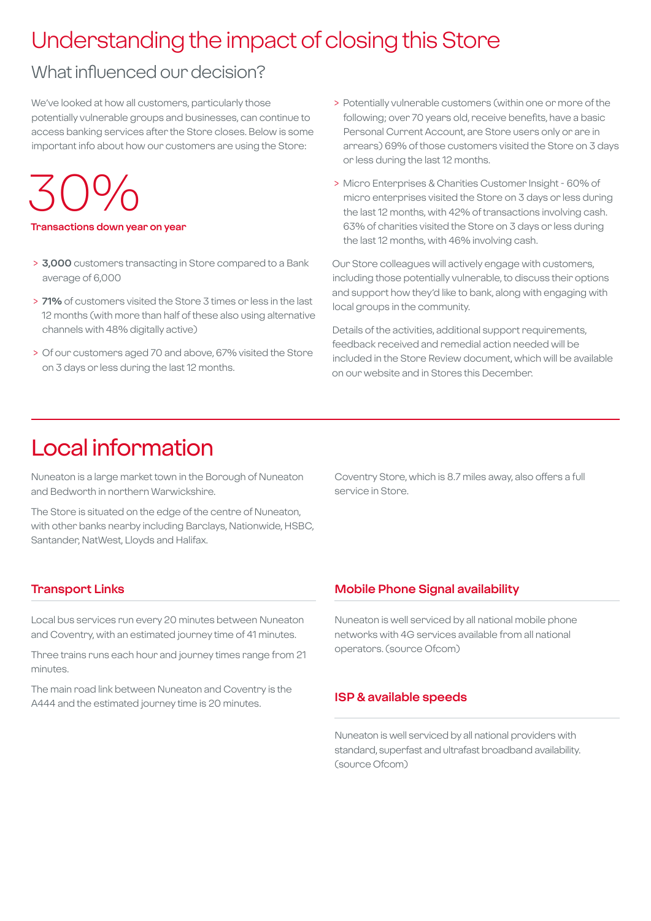# Understanding the impact of closing this Store

## What influenced our decision?

We've looked at how all customers, particularly those potentially vulnerable groups and businesses, can continue to access banking services after the Store closes. Below is some important info about how our customers are using the Store:

30%

**Transactions down year on year**

> **3,000** customers transacting in Store compared to a Bank average of 6,000

> **71%** of customers visited the Store 3 times or less in the last 12 months (with more than half of these also using alternative channels with 48% digitally active)

> Of our customers aged 70 and above, 67% visited the Store on 3 days or less during the last 12 months.

> Potentially vulnerable customers (within one or more of the following; over 70 years old, receive benefits, have a basic Personal Current Account, are Store users only or are in arrears) 69% of those customers visited the Store on 3 days or less during the last 12 months.

> Micro Enterprises & Charities Customer Insight - 60% of micro enterprises visited the Store on 3 days or less during the last 12 months, with 42% of transactions involving cash. 63% of charities visited the Store on 3 days or less during the last 12 months, with 46% involving cash.

Our Store colleagues will actively engage with customers, including those potentially vulnerable, to discuss their options and support how they'd like to bank, along with engaging with local groups in the community.

Details of the activities, additional support requirements, feedback received and remedial action needed will be included in the Store Review document, which will be available on our website and in Stores this December.

# Local information

Nuneaton is a large market town in the Borough of Nuneaton and Bedworth in northern Warwickshire.

The Store is situated on the edge of the centre of Nuneaton, with other banks nearby including Barclays, Nationwide, HSBC, Santander, NatWest, Lloyds and Halifax.

Coventry Store, which is 8.7 miles away, also offers a full service in Store.

### Transport Links

Local bus services run every 20 minutes between Nuneaton and Coventry, with an estimated journey time of 41 minutes.

Three trains runs each hour and journey times range from 21 minutes.

The main road link between Nuneaton and Coventry is the A444 and the estimated journey time is 20 minutes.

### Mobile Phone Signal availability

Nuneaton is well serviced by all national mobile phone networks with 4G services available from all national operators. (source Ofcom)

### ISP & available speeds

Nuneaton is well serviced by all national providers with standard, superfast and ultrafast broadband availability. (source Ofcom)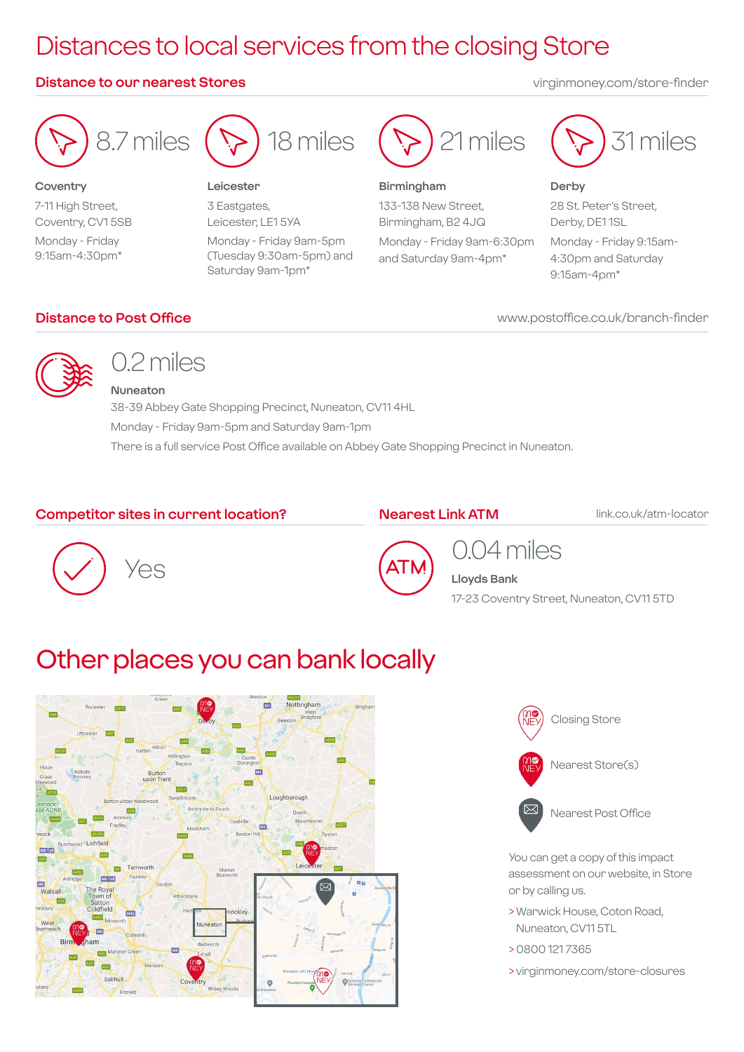# Distances to local services from the closing Store

## Distance to our nearest Stores

virginmoney.com/store-finder

**8.7 miles**

**Coventry**
7-11 High Street,
Coventry, CV1 5SB
Monday - Friday
9:15am-4:30pm*

**18 miles**

**Leicester**
3 Eastgates,
Leicester, LE1 5YA
Monday - Friday 9am-5pm
(Tuesday 9:30am-5pm) and
Saturday 9am-1pm*

**21 miles**

**Birmingham**
133-138 New Street,
Birmingham, B2 4JQ
Monday - Friday 9am-6:30pm
and Saturday 9am-4pm*

**31 miles**

**Derby**
28 St. Peter's Street,
Derby, DE1 1SL
Monday - Friday 9:15am-
4:30pm and Saturday
9:15am-4pm*

## Distance to Post Office

www.postoffice.co.uk/branch-finder

**0.2 miles**

**Nuneaton**
38-39 Abbey Gate Shopping Precinct, Nuneaton, CV11 4HL
Monday - Friday 9am-5pm and Saturday 9am-1pm
There is a full service Post Office available on Abbey Gate Shopping Precinct in Nuneaton.

## Competitor sites in current location?

Yes

## Nearest Link ATM

link.co.uk/atm-locator

**0.04 miles**

**Lloyds Bank**
17-23 Coventry Street, Nuneaton, CV11 5TD

# Other places you can bank locally

Closing Store

Nearest Store(s)

Nearest Post Office

You can get a copy of this impact assessment on our website, in Store or by calling us.

> Warwick House, Coton Road, Nuneaton, CV11 5TL

> 0800 121 7365

> virginmoney.com/store-closures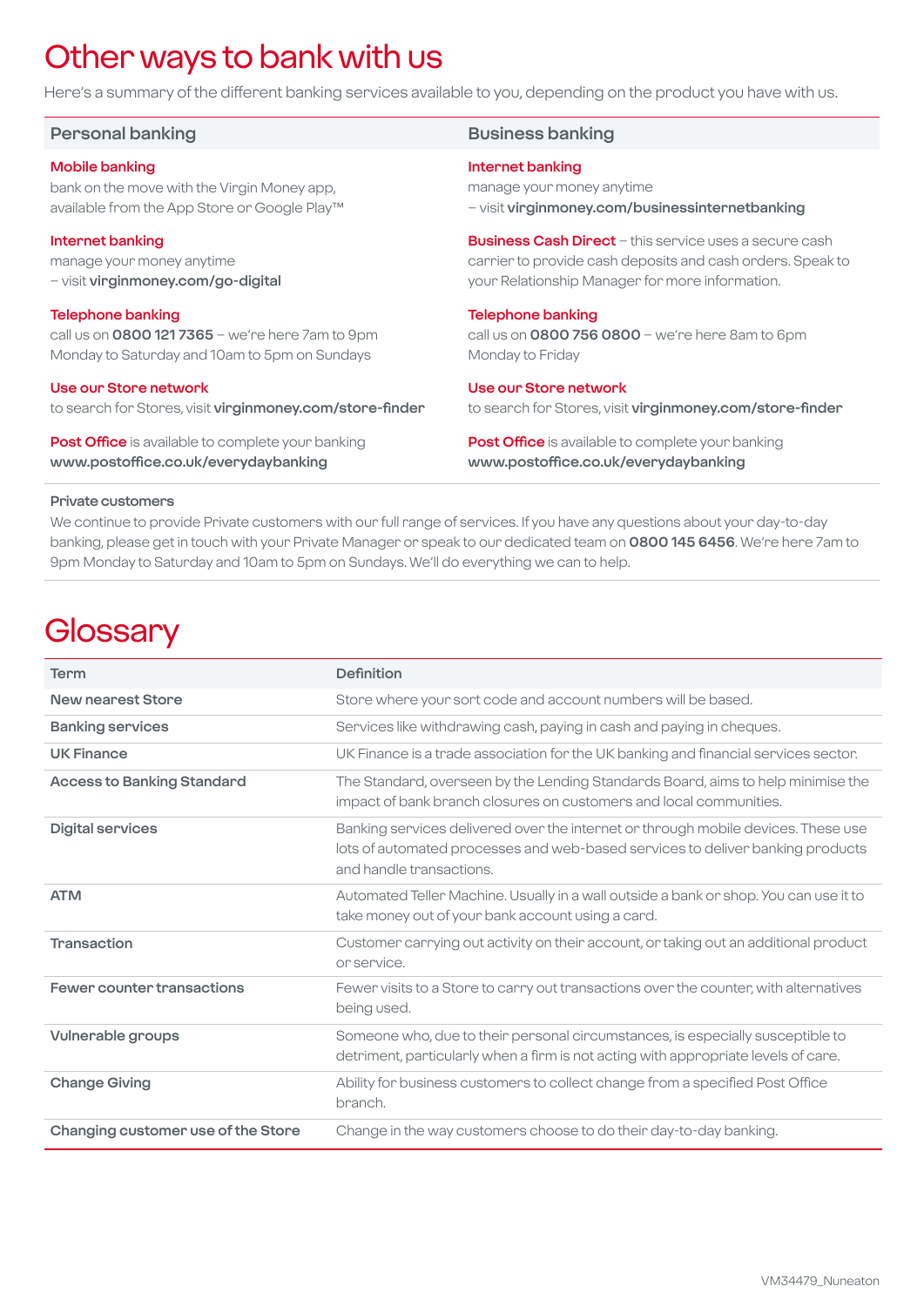# Other ways to bank with us

Here's a summary of the different banking services available to you, depending on the product you have with us.

## Personal banking

**Mobile banking**
bank on the move with the Virgin Money app, available from the App Store or Google Play™

**Internet banking**
manage your money anytime
– visit **virginmoney.com/go-digital**

**Telephone banking**
call us on **0800 121 7365** – we're here 7am to 9pm Monday to Saturday and 10am to 5pm on Sundays

**Use our Store network**
to search for Stores, visit **virginmoney.com/store-finder**

**Post Office** is available to complete your banking
**www.postoffice.co.uk/everydaybanking**

## Business banking

**Internet banking**
manage your money anytime
– visit **virginmoney.com/businessinternetbanking**

**Business Cash Direct** – this service uses a secure cash carrier to provide cash deposits and cash orders. Speak to your Relationship Manager for more information.

**Telephone banking**
call us on **0800 756 0800** – we're here 8am to 6pm Monday to Friday

**Use our Store network**
to search for Stores, visit **virginmoney.com/store-finder**

**Post Office** is available to complete your banking
**www.postoffice.co.uk/everydaybanking**

**Private customers**
We continue to provide Private customers with our full range of services. If you have any questions about your day-to-day banking, please get in touch with your Private Manager or speak to our dedicated team on **0800 145 6456**. We're here 7am to 9pm Monday to Saturday and 10am to 5pm on Sundays. We'll do everything we can to help.

# Glossary

| Term | Definition |
|---|---|
| New nearest Store | Store where your sort code and account numbers will be based. |
| Banking services | Services like withdrawing cash, paying in cash and paying in cheques. |
| UK Finance | UK Finance is a trade association for the UK banking and financial services sector. |
| Access to Banking Standard | The Standard, overseen by the Lending Standards Board, aims to help minimise the impact of bank branch closures on customers and local communities. |
| Digital services | Banking services delivered over the internet or through mobile devices. These use lots of automated processes and web-based services to deliver banking products and handle transactions. |
| ATM | Automated Teller Machine. Usually in a wall outside a bank or shop. You can use it to take money out of your bank account using a card. |
| Transaction | Customer carrying out activity on their account, or taking out an additional product or service. |
| Fewer counter transactions | Fewer visits to a Store to carry out transactions over the counter, with alternatives being used. |
| Vulnerable groups | Someone who, due to their personal circumstances, is especially susceptible to detriment, particularly when a firm is not acting with appropriate levels of care. |
| Change Giving | Ability for business customers to collect change from a specified Post Office branch. |
| Changing customer use of the Store | Change in the way customers choose to do their day-to-day banking. |

VM34479_Nuneaton